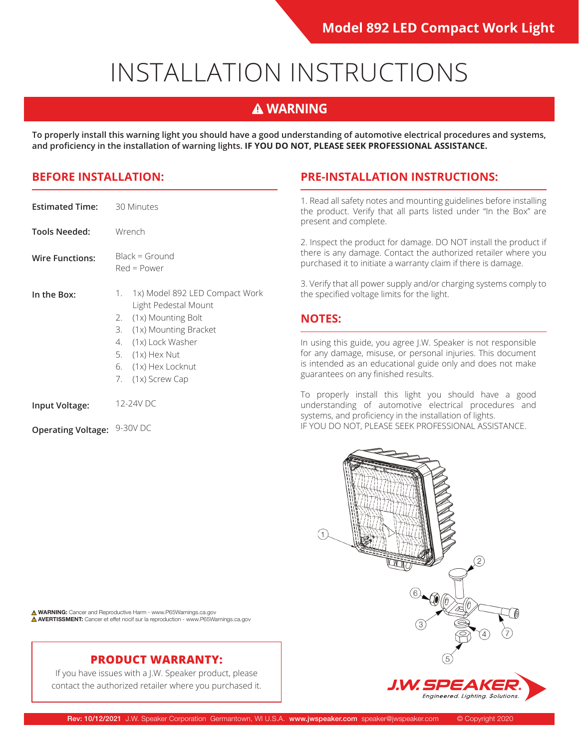Model 892 LED Compact Work Light

# INSTALLATION INSTRUCTIONS

## ⚠ WARNING

**To properly install this warning light you should have a good understanding of automotive electrical procedures and systems, and proficiency in the installation of warning lights. IF YOU DO NOT, PLEASE SEEK PROFESSIONAL ASSISTANCE.**

## BEFORE INSTALLATION:

**Estimated Time:** 30 Minutes

**Tools Needed:** Wrench

**Wire Functions:** Black = Ground
Red = Power

**In the Box:**

1. 1x) Model 892 LED Compact Work Light Pedestal Mount
2. (1x) Mounting Bolt
3. (1x) Mounting Bracket
4. (1x) Lock Washer
5. (1x) Hex Nut
6. (1x) Hex Locknut
7. (1x) Screw Cap

**Input Voltage:** 12-24V DC

**Operating Voltage:** 9-30V DC

⚠ **WARNING:** Cancer and Reproductive Harm - www.P65Warnings.ca.gov
⚠ **AVERTISSMENT:** Cancer et effet nocif sur la reproduction - www.P65Warnings.ca.gov

## PRODUCT WARRANTY:

If you have issues with a J.W. Speaker product, please contact the authorized retailer where you purchased it.

## PRE-INSTALLATION INSTRUCTIONS:

1. Read all safety notes and mounting guidelines before installing the product. Verify that all parts listed under "In the Box" are present and complete.

2. Inspect the product for damage. DO NOT install the product if there is any damage. Contact the authorized retailer where you purchased it to initiate a warranty claim if there is damage.

3. Verify that all power supply and/or charging systems comply to the specified voltage limits for the light.

## NOTES:

In using this guide, you agree J.W. Speaker is not responsible for any damage, misuse, or personal injuries. This document is intended as an educational guide only and does not make guarantees on any finished results.

To properly install this light you should have a good understanding of automotive electrical procedures and systems, and proficiency in the installation of lights.
IF YOU DO NOT, PLEASE SEEK PROFESSIONAL ASSISTANCE.

J.W. SPEAKER. Engineered. Lighting. Solutions.

**Rev: 10/12/2021** J.W. Speaker Corporation Germantown, WI U.S.A. **www.jwspeaker.com** speaker@jwspeaker.com © Copyright 2020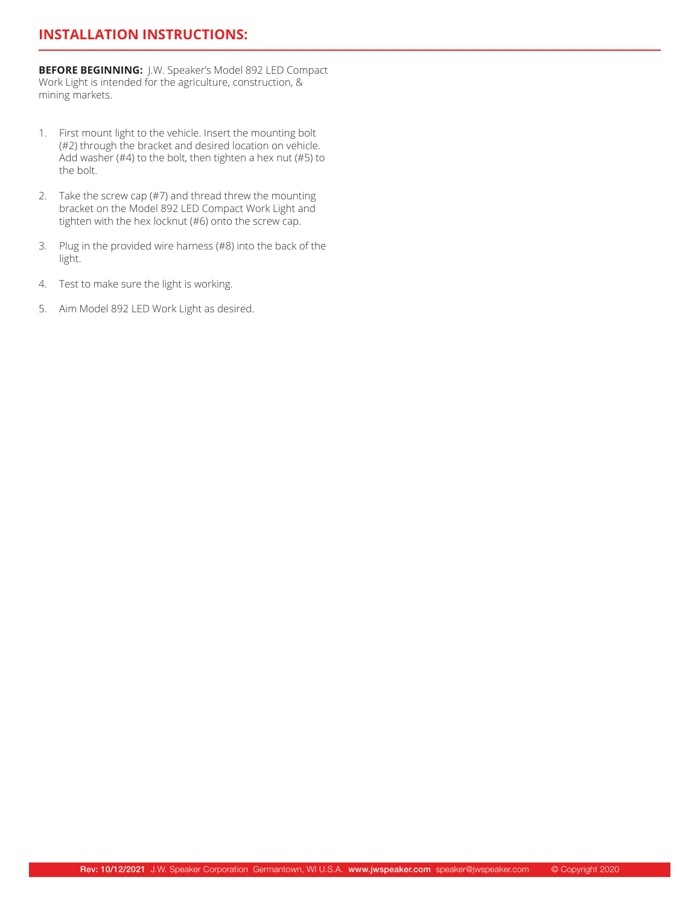## INSTALLATION INSTRUCTIONS:

**BEFORE BEGINNING:** J.W. Speaker's Model 892 LED Compact Work Light is intended for the agriculture, construction, & mining markets.

1. First mount light to the vehicle. Insert the mounting bolt (#2) through the bracket and desired location on vehicle. Add washer (#4) to the bolt, then tighten a hex nut (#5) to the bolt.
2. Take the screw cap (#7) and thread threw the mounting bracket on the Model 892 LED Compact Work Light and tighten with the hex locknut (#6) onto the screw cap.
3. Plug in the provided wire harness (#8) into the back of the light.
4. Test to make sure the light is working.
5. Aim Model 892 LED Work Light as desired.

**Rev: 10/12/2021** J.W. Speaker Corporation Germantown, WI U.S.A. **www.jwspeaker.com** speaker@jwspeaker.com © Copyright 2020